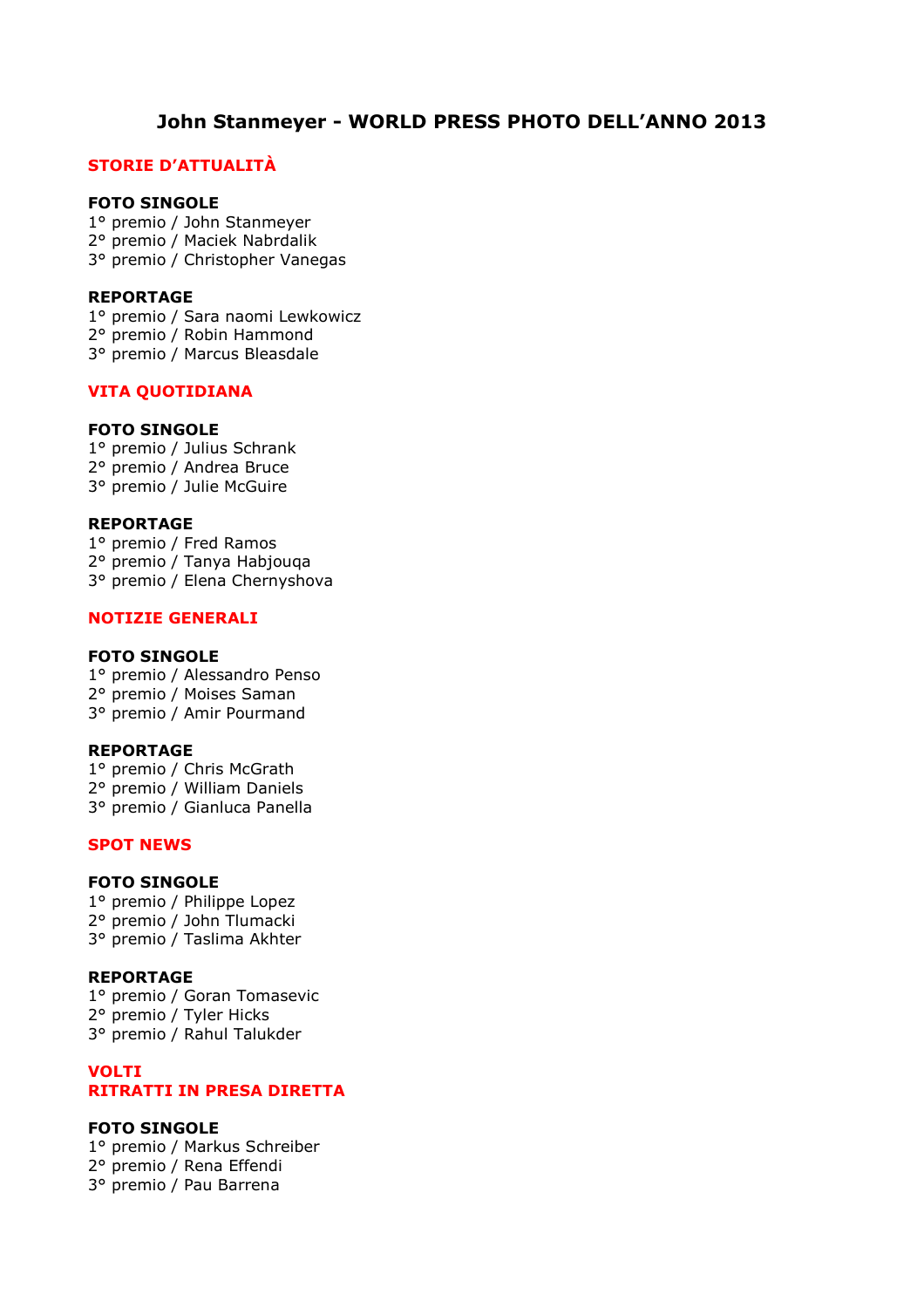# John Stanmeyer - WORLD PRESS PHOTO DELL'ANNO 2013

## STORIE D'ATTUALITÀ

### FOTO SINGOLE

1° premio / John Stanmeyer
2° premio / Maciek Nabrdalik
3° premio / Christopher Vanegas

### REPORTAGE

1° premio / Sara naomi Lewkowicz
2° premio / Robin Hammond
3° premio / Marcus Bleasdale

## VITA QUOTIDIANA

### FOTO SINGOLE

1° premio / Julius Schrank
2° premio / Andrea Bruce
3° premio / Julie McGuire

### REPORTAGE

1° premio / Fred Ramos
2° premio / Tanya Habjouqa
3° premio / Elena Chernyshova

## NOTIZIE GENERALI

### FOTO SINGOLE

1° premio / Alessandro Penso
2° premio / Moises Saman
3° premio / Amir Pourmand

### REPORTAGE

1° premio / Chris McGrath
2° premio / William Daniels
3° premio / Gianluca Panella

## SPOT NEWS

### FOTO SINGOLE

1° premio / Philippe Lopez
2° premio / John Tlumacki
3° premio / Taslima Akhter

### REPORTAGE

1° premio / Goran Tomasevic
2° premio / Tyler Hicks
3° premio / Rahul Talukder

## VOLTI
## RITRATTI IN PRESA DIRETTA

### FOTO SINGOLE

1° premio / Markus Schreiber
2° premio / Rena Effendi
3° premio / Pau Barrena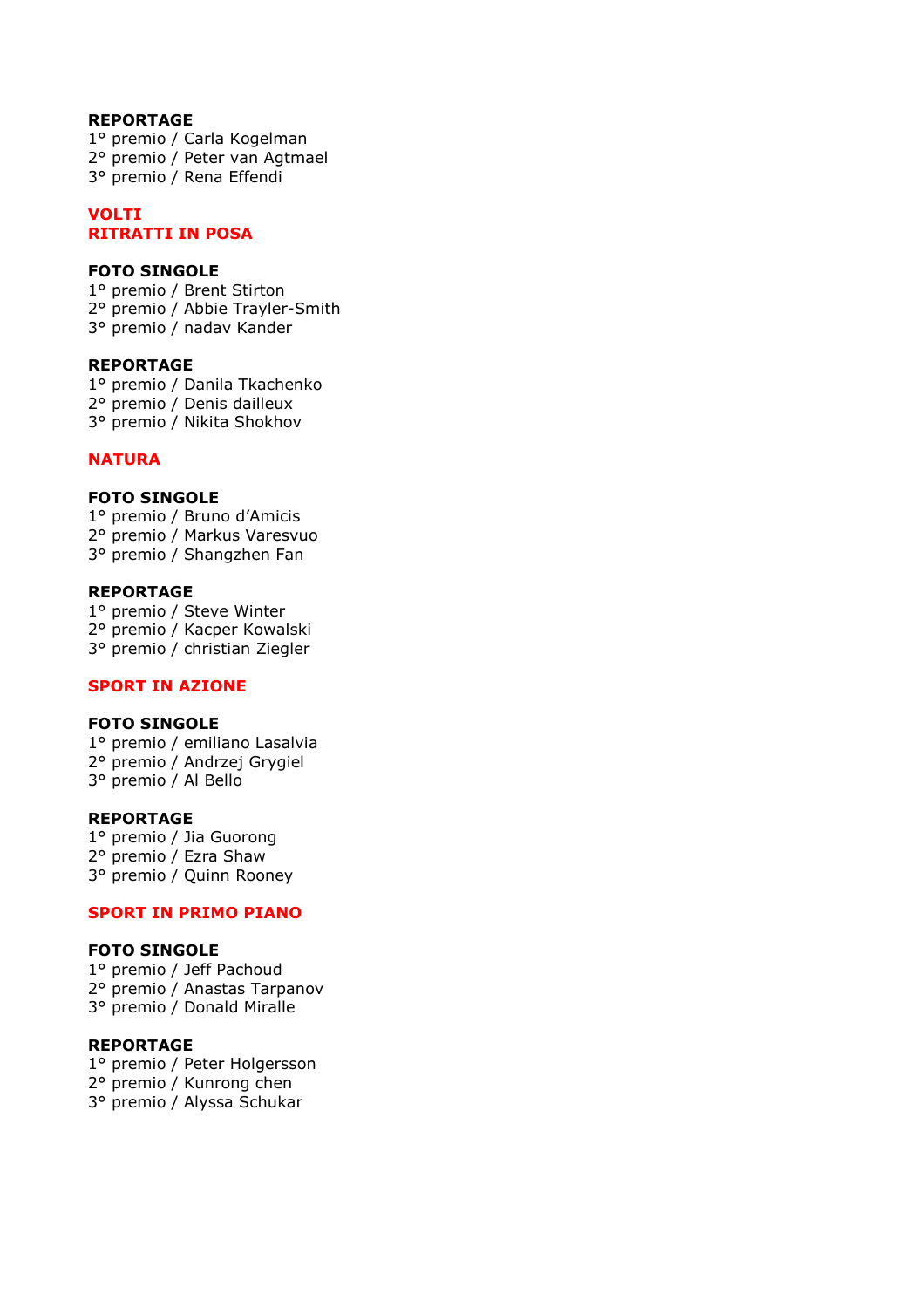**REPORTAGE**
1° premio / Carla Kogelman
2° premio / Peter van Agtmael
3° premio / Rena Effendi

## VOLTI
## RITRATTI IN POSA

**FOTO SINGOLE**
1° premio / Brent Stirton
2° premio / Abbie Trayler-Smith
3° premio / nadav Kander

**REPORTAGE**
1° premio / Danila Tkachenko
2° premio / Denis dailleux
3° premio / Nikita Shokhov

## NATURA

**FOTO SINGOLE**
1° premio / Bruno d'Amicis
2° premio / Markus Varesvuo
3° premio / Shangzhen Fan

**REPORTAGE**
1° premio / Steve Winter
2° premio / Kacper Kowalski
3° premio / christian Ziegler

## SPORT IN AZIONE

**FOTO SINGOLE**
1° premio / emiliano Lasalvia
2° premio / Andrzej Grygiel
3° premio / Al Bello

**REPORTAGE**
1° premio / Jia Guorong
2° premio / Ezra Shaw
3° premio / Quinn Rooney

## SPORT IN PRIMO PIANO

**FOTO SINGOLE**
1° premio / Jeff Pachoud
2° premio / Anastas Tarpanov
3° premio / Donald Miralle

**REPORTAGE**
1° premio / Peter Holgersson
2° premio / Kunrong chen
3° premio / Alyssa Schukar